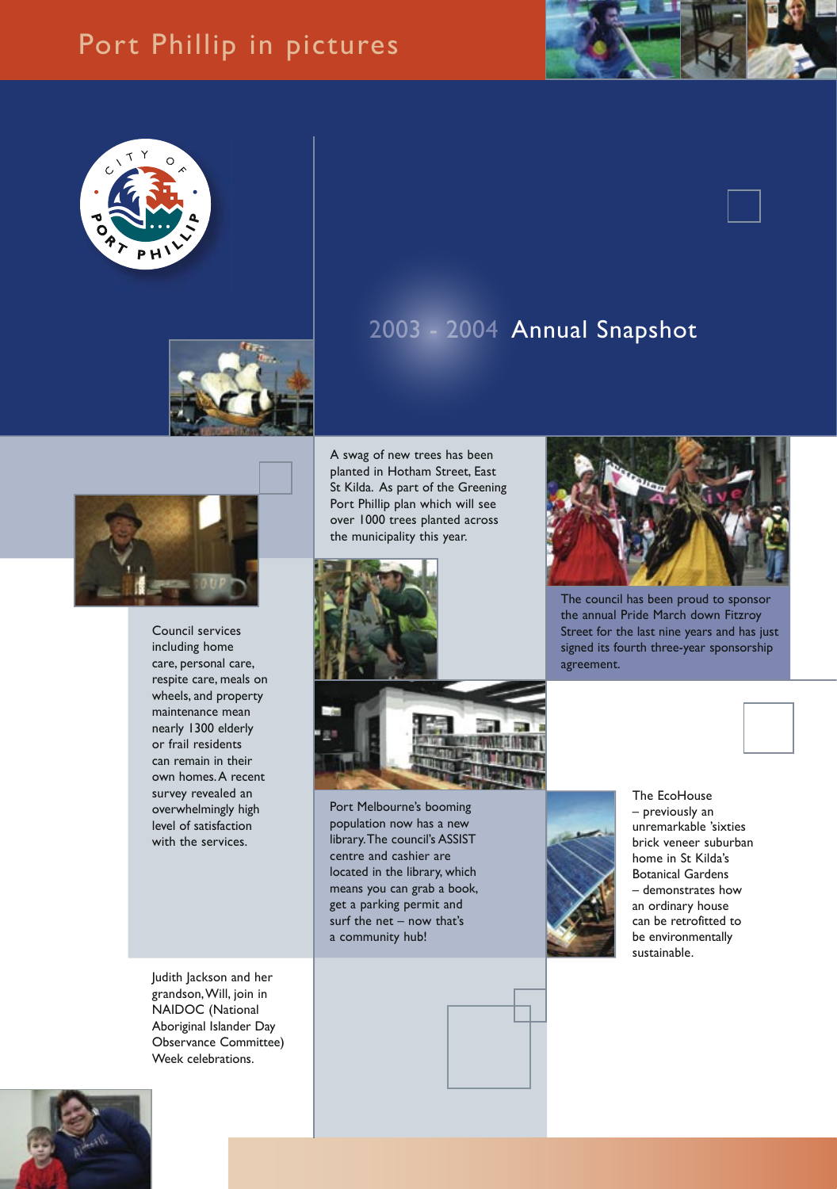# Port Phillip in pictures

## 2003 - 2004 Annual Snapshot

A swag of new trees has been planted in Hotham Street, East St Kilda. As part of the Greening Port Phillip plan which will see over 1000 trees planted across the municipality this year.

The council has been proud to sponsor the annual Pride March down Fitzroy Street for the last nine years and has just signed its fourth three-year sponsorship agreement.

Council services including home care, personal care, respite care, meals on wheels, and property maintenance mean nearly 1300 elderly or frail residents can remain in their own homes. A recent survey revealed an overwhelmingly high level of satisfaction with the services.

Port Melbourne's booming population now has a new library. The council's ASSIST centre and cashier are located in the library, which means you can grab a book, get a parking permit and surf the net – now that's a community hub!

The EcoHouse – previously an unremarkable 'sixties brick veneer suburban home in St Kilda's Botanical Gardens – demonstrates how an ordinary house can be retrofitted to be environmentally sustainable.

Judith Jackson and her grandson, Will, join in NAIDOC (National Aboriginal Islander Day Observance Committee) Week celebrations.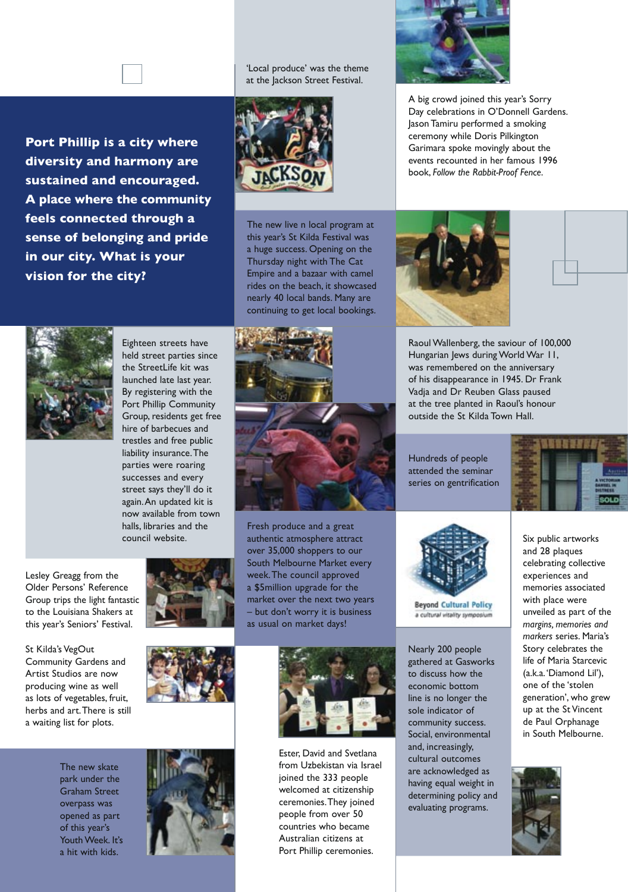**Port Phillip is a city where diversity and harmony are sustained and encouraged. A place where the community feels connected through a sense of belonging and pride in our city. What is your vision for the city?**

'Local produce' was the theme at the Jackson Street Festival.

A big crowd joined this year's Sorry Day celebrations in O'Donnell Gardens. Jason Tamiru performed a smoking ceremony while Doris Pilkington Garimara spoke movingly about the events recounted in her famous 1996 book, *Follow the Rabbit-Proof Fence*.

The new live n local program at this year's St Kilda Festival was a huge success. Opening on the Thursday night with The Cat Empire and a bazaar with camel rides on the beach, it showcased nearly 40 local bands. Many are continuing to get local bookings.

Eighteen streets have held street parties since the StreetLife kit was launched late last year. By registering with the Port Phillip Community Group, residents get free hire of barbecues and trestles and free public liability insurance. The parties were roaring successes and every street says they'll do it again. An updated kit is now available from town halls, libraries and the council website.

Raoul Wallenberg, the saviour of 100,000 Hungarian Jews during World War II, was remembered on the anniversary of his disappearance in 1945. Dr Frank Vadja and Dr Reuben Glass paused at the tree planted in Raoul's honour outside the St Kilda Town Hall.

Hundreds of people attended the seminar series on gentrification

Lesley Greagg from the Older Persons' Reference Group trips the light fantastic to the Louisiana Shakers at this year's Seniors' Festival.

Fresh produce and a great authentic atmosphere attract over 35,000 shoppers to our South Melbourne Market every week. The council approved a $5million upgrade for the market over the next two years – but don't worry it is business as usual on market days!

Beyond Cultural Policy
a cultural vitality symposium

Six public artworks and 28 plaques celebrating collective experiences and memories associated with place were unveiled as part of the *margins, memories and markers* series. Maria's Story celebrates the life of Maria Starcevic (a.k.a. 'Diamond Lil'), one of the 'stolen generation', who grew up at the St Vincent de Paul Orphanage in South Melbourne.

St Kilda's VegOut Community Gardens and Artist Studios are now producing wine as well as lots of vegetables, fruit, herbs and art. There is still a waiting list for plots.

Nearly 200 people gathered at Gasworks to discuss how the economic bottom line is no longer the sole indicator of community success. Social, environmental and, increasingly, cultural outcomes are acknowledged as having equal weight in determining policy and evaluating programs.

Ester, David and Svetlana from Uzbekistan via Israel joined the 333 people welcomed at citizenship ceremonies. They joined people from over 50 countries who became Australian citizens at Port Phillip ceremonies.

The new skate park under the Graham Street overpass was opened as part of this year's Youth Week. It's a hit with kids.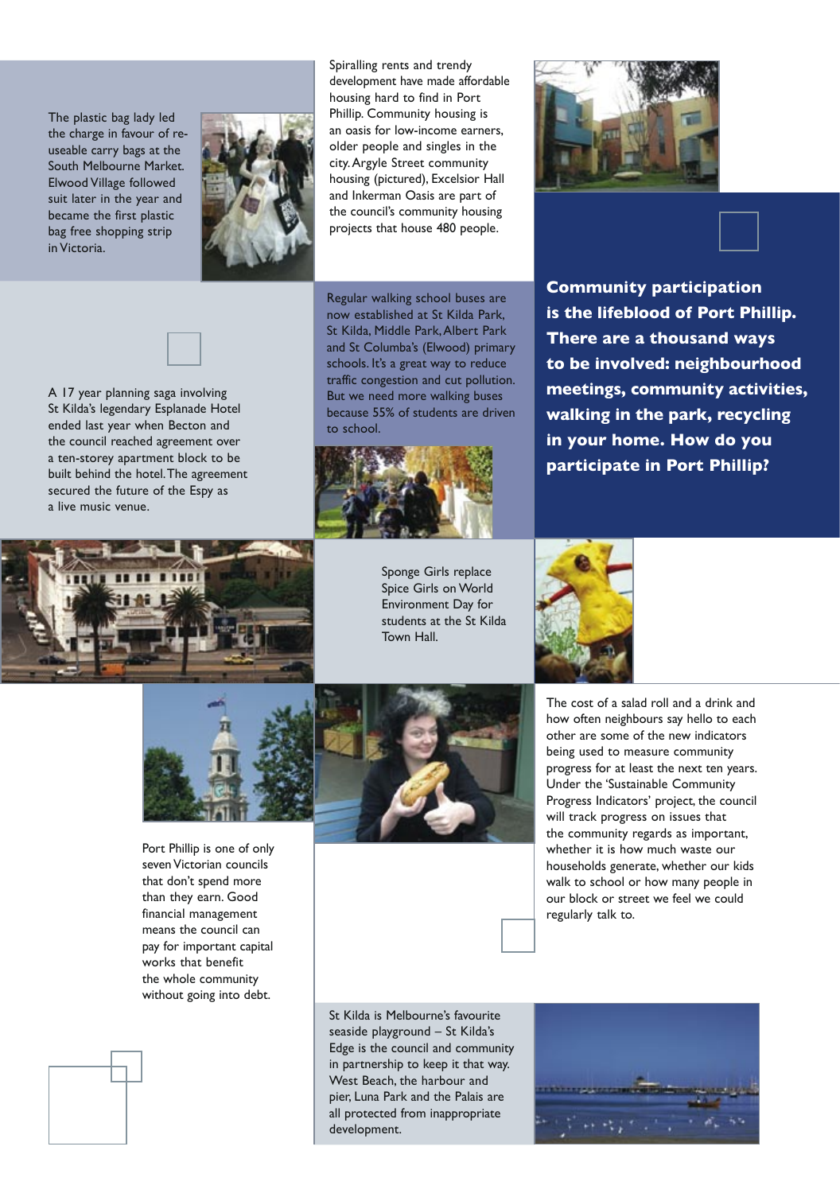The plastic bag lady led the charge in favour of re-useable carry bags at the South Melbourne Market. Elwood Village followed suit later in the year and became the first plastic bag free shopping strip in Victoria.

Spiralling rents and trendy development have made affordable housing hard to find in Port Phillip. Community housing is an oasis for low-income earners, older people and singles in the city. Argyle Street community housing (pictured), Excelsior Hall and Inkerman Oasis are part of the council's community housing projects that house 480 people.

A 17 year planning saga involving St Kilda's legendary Esplanade Hotel ended last year when Becton and the council reached agreement over a ten-storey apartment block to be built behind the hotel. The agreement secured the future of the Espy as a live music venue.

Regular walking school buses are now established at St Kilda Park, St Kilda, Middle Park, Albert Park and St Columba's (Elwood) primary schools. It's a great way to reduce traffic congestion and cut pollution. But we need more walking buses because 55% of students are driven to school.

**Community participation is the lifeblood of Port Phillip. There are a thousand ways to be involved: neighbourhood meetings, community activities, walking in the park, recycling in your home. How do you participate in Port Phillip?**

Sponge Girls replace Spice Girls on World Environment Day for students at the St Kilda Town Hall.

Port Phillip is one of only seven Victorian councils that don't spend more than they earn. Good financial management means the council can pay for important capital works that benefit the whole community without going into debt.

The cost of a salad roll and a drink and how often neighbours say hello to each other are some of the new indicators being used to measure community progress for at least the next ten years. Under the 'Sustainable Community Progress Indicators' project, the council will track progress on issues that the community regards as important, whether it is how much waste our households generate, whether our kids walk to school or how many people in our block or street we feel we could regularly talk to.

St Kilda is Melbourne's favourite seaside playground – St Kilda's Edge is the council and community in partnership to keep it that way. West Beach, the harbour and pier, Luna Park and the Palais are all protected from inappropriate development.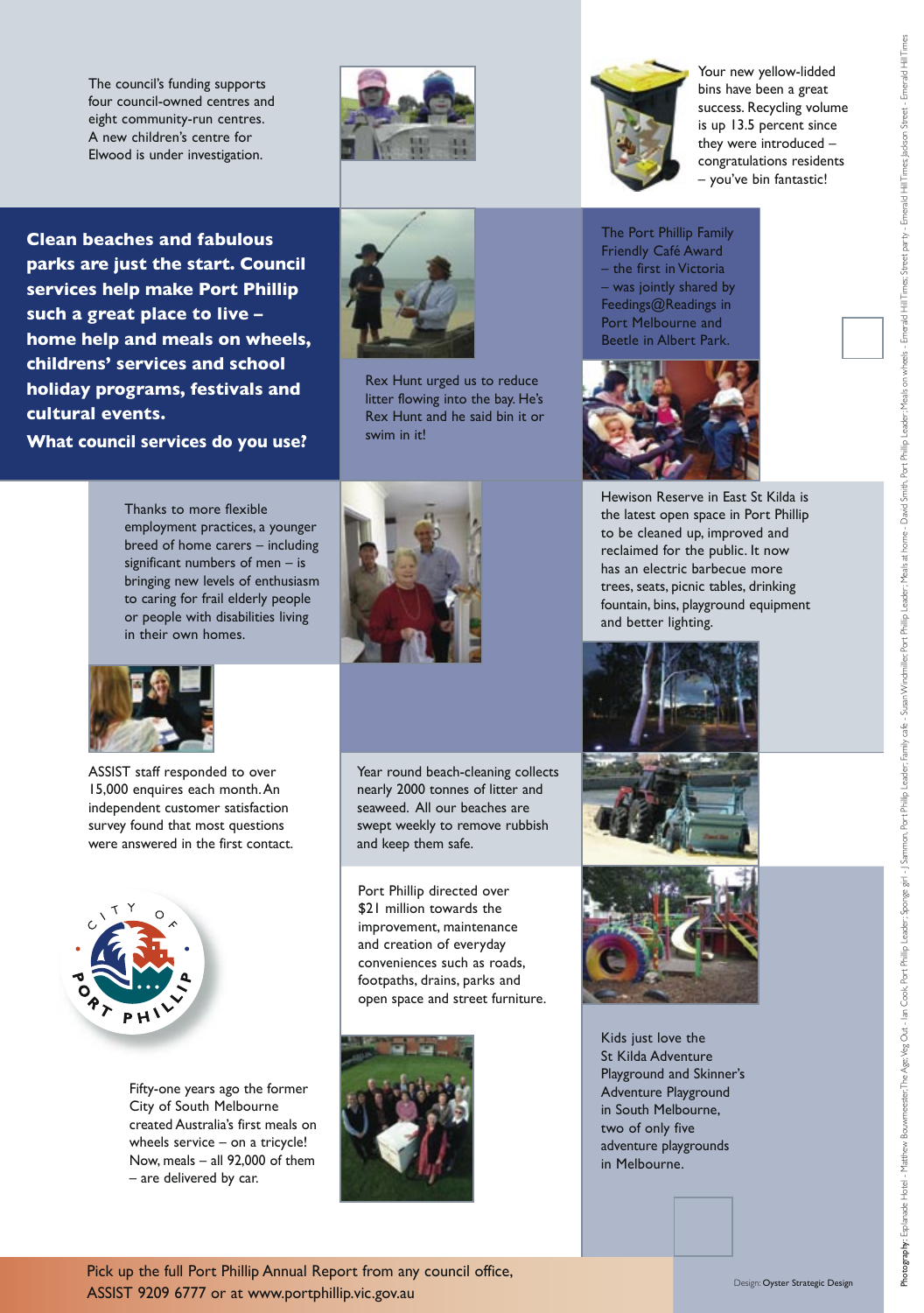The council's funding supports four council-owned centres and eight community-run centres. A new children's centre for Elwood is under investigation.

Your new yellow-lidded bins have been a great success. Recycling volume is up 13.5 percent since they were introduced – congratulations residents – you've bin fantastic!

**Clean beaches and fabulous parks are just the start. Council services help make Port Phillip such a great place to live – home help and meals on wheels, childrens' services and school holiday programs, festivals and cultural events.**

**What council services do you use?**

Rex Hunt urged us to reduce litter flowing into the bay. He's Rex Hunt and he said bin it or swim in it!

The Port Phillip Family Friendly Café Award – the first in Victoria – was jointly shared by Feedings@Readings in Port Melbourne and Beetle in Albert Park.

Thanks to more flexible employment practices, a younger breed of home carers – including significant numbers of men – is bringing new levels of enthusiasm to caring for frail elderly people or people with disabilities living in their own homes.

Hewison Reserve in East St Kilda is the latest open space in Port Phillip to be cleaned up, improved and reclaimed for the public. It now has an electric barbecue more trees, seats, picnic tables, drinking fountain, bins, playground equipment and better lighting.

ASSIST staff responded to over 15,000 enquires each month. An independent customer satisfaction survey found that most questions were answered in the first contact.

Year round beach-cleaning collects nearly 2000 tonnes of litter and seaweed. All our beaches are swept weekly to remove rubbish and keep them safe.

Port Phillip directed over $21 million towards the improvement, maintenance and creation of everyday conveniences such as roads, footpaths, drains, parks and open space and street furniture.

CITY OF PORT PHILLIP

Kids just love the St Kilda Adventure Playground and Skinner's Adventure Playground in South Melbourne, two of only five adventure playgrounds in Melbourne.

Fifty-one years ago the former City of South Melbourne created Australia's first meals on wheels service – on a tricycle! Now, meals – all 92,000 of them – are delivered by car.

Pick up the full Port Phillip Annual Report from any council office, ASSIST 9209 6777 or at www.portphillip.vic.gov.au

Design: Oyster Strategic Design

**Photography:** Esplanade Hotel - Matthew Bouwmeester, The Age; Veg Out - Ian Cook, Port Phillip Leader; Sponge girl - J Sammon, Port Phillip Leader; Family cafe - Susan Windmiller, Port Phillip Leader; Meals at home - David Smith, Port Phillip Leader; Meals on wheels - Emerald Hill Times; Street party - Emerald Hill Times; Jackson Street - Emerald Hill Times